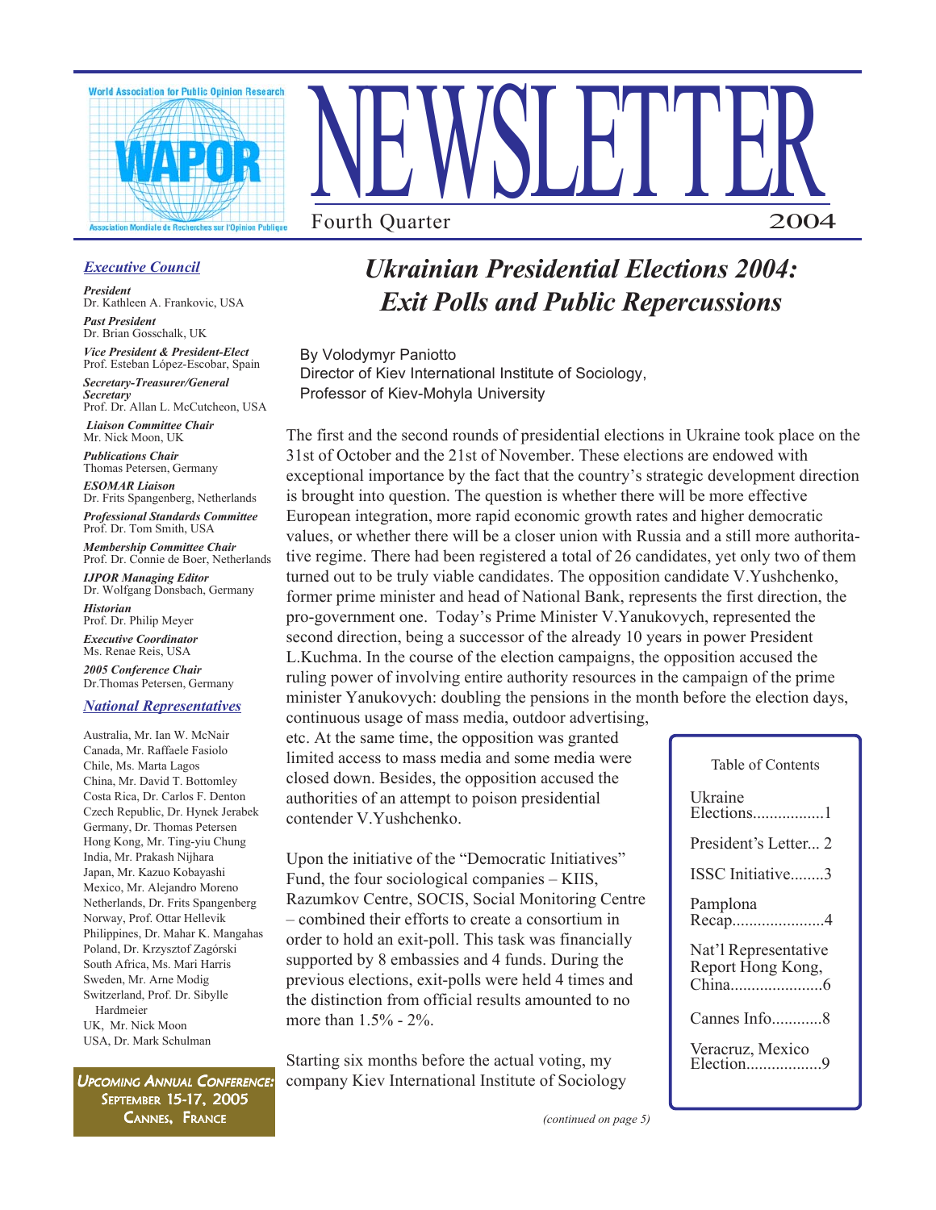World Association for Public Opinion Research

WAPOR

Association Mondiale de Recherches sur l'Opinion Publique

# NEWSLETTER

Fourth Quarter 2004

***Executive Council***

***President***
Dr. Kathleen A. Frankovic, USA

***Past President***
Dr. Brian Gosschalk, UK

***Vice President & President-Elect***
Prof. Esteban López-Escobar, Spain

***Secretary-Treasurer/General Secretary***
Prof. Dr. Allan L. McCutcheon, USA

***Liaison Committee Chair***
Mr. Nick Moon, UK

***Publications Chair***
Thomas Petersen, Germany

***ESOMAR Liaison***
Dr. Frits Spangenberg, Netherlands

***Professional Standards Committee***
Prof. Dr. Tom Smith, USA

***Membership Committee Chair***
Prof. Dr. Connie de Boer, Netherlands

***IJPOR Managing Editor***
Dr. Wolfgang Donsbach, Germany

***Historian***
Prof. Dr. Philip Meyer

***Executive Coordinator***
Ms. Renae Reis, USA

***2005 Conference Chair***
Dr.Thomas Petersen, Germany

***National Representatives***

Australia, Mr. Ian W. McNair
Canada, Mr. Raffaele Fasiolo
Chile, Ms. Marta Lagos
China, Mr. David T. Bottomley
Costa Rica, Dr. Carlos F. Denton
Czech Republic, Dr. Hynek Jerabek
Germany, Dr. Thomas Petersen
Hong Kong, Mr. Ting-yiu Chung
India, Mr. Prakash Nijhara
Japan, Mr. Kazuo Kobayashi
Mexico, Mr. Alejandro Moreno
Netherlands, Dr. Frits Spangenberg
Norway, Prof. Ottar Hellevik
Philippines, Dr. Mahar K. Mangahas
Poland, Dr. Krzysztof Zagórski
South Africa, Ms. Mari Harris
Sweden, Mr. Arne Modig
Switzerland, Prof. Dr. Sibylle Hardmeier
UK, Mr. Nick Moon
USA, Dr. Mark Schulman

**UPCOMING ANNUAL CONFERENCE: SEPTEMBER 15-17, 2005 CANNES, FRANCE**

## *Ukrainian Presidential Elections 2004: Exit Polls and Public Repercussions*

By Volodymyr Paniotto
Director of Kiev International Institute of Sociology,
Professor of Kiev-Mohyla University

The first and the second rounds of presidential elections in Ukraine took place on the 31st of October and the 21st of November. These elections are endowed with exceptional importance by the fact that the country's strategic development direction is brought into question. The question is whether there will be more effective European integration, more rapid economic growth rates and higher democratic values, or whether there will be a closer union with Russia and a still more authoritative regime. There had been registered a total of 26 candidates, yet only two of them turned out to be truly viable candidates. The opposition candidate V.Yushchenko, former prime minister and head of National Bank, represents the first direction, the pro-government one. Today's Prime Minister V.Yanukovych, represented the second direction, being a successor of the already 10 years in power President L.Kuchma. In the course of the election campaigns, the opposition accused the ruling power of involving entire authority resources in the campaign of the prime minister Yanukovych: doubling the pensions in the month before the election days, continuous usage of mass media, outdoor advertising, etc. At the same time, the opposition was granted limited access to mass media and some media were closed down. Besides, the opposition accused the authorities of an attempt to poison presidential contender V.Yushchenko.

Upon the initiative of the "Democratic Initiatives" Fund, the four sociological companies – KIIS, Razumkov Centre, SOCIS, Social Monitoring Centre – combined their efforts to create a consortium in order to hold an exit-poll. This task was financially supported by 8 embassies and 4 funds. During the previous elections, exit-polls were held 4 times and the distinction from official results amounted to no more than 1.5% - 2%.

Starting six months before the actual voting, my company Kiev International Institute of Sociology

*(continued on page 5)*

Table of Contents

- Ukraine Elections.................1
- President's Letter... 2
- ISSC Initiative........3
- Pamplona Recap......................4
- Nat'l Representative Report Hong Kong, China......................6
- Cannes Info............8
- Veracruz, Mexico Election.................9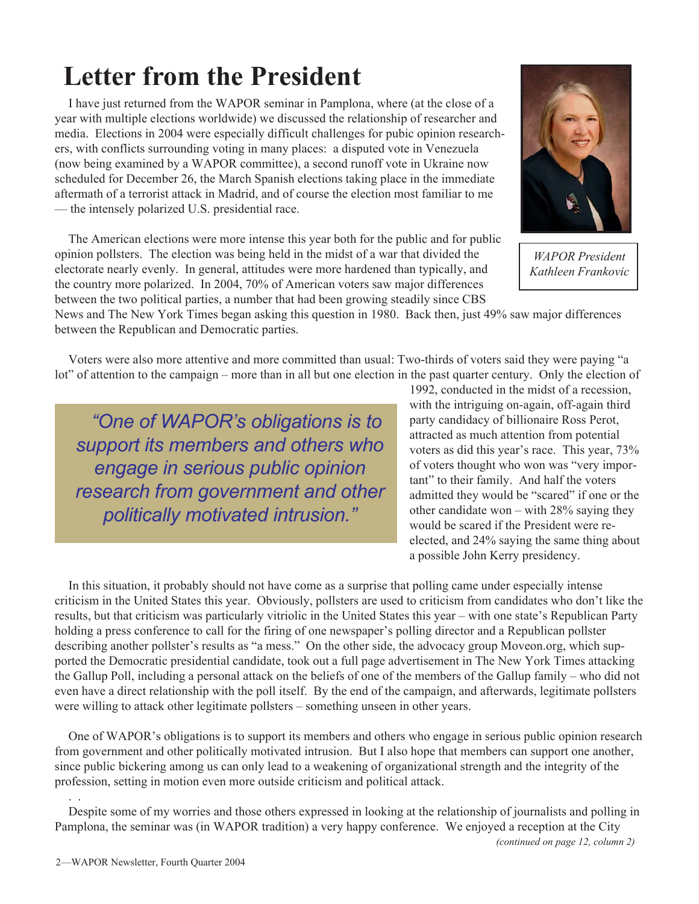# Letter from the President

I have just returned from the WAPOR seminar in Pamplona, where (at the close of a year with multiple elections worldwide) we discussed the relationship of researcher and media. Elections in 2004 were especially difficult challenges for pubic opinion researchers, with conflicts surrounding voting in many places: a disputed vote in Venezuela (now being examined by a WAPOR committee), a second runoff vote in Ukraine now scheduled for December 26, the March Spanish elections taking place in the immediate aftermath of a terrorist attack in Madrid, and of course the election most familiar to me — the intensely polarized U.S. presidential race.

*WAPOR President Kathleen Frankovic*

The American elections were more intense this year both for the public and for public opinion pollsters. The election was being held in the midst of a war that divided the electorate nearly evenly. In general, attitudes were more hardened than typically, and the country more polarized. In 2004, 70% of American voters saw major differences between the two political parties, a number that had been growing steadily since CBS News and The New York Times began asking this question in 1980. Back then, just 49% saw major differences between the Republican and Democratic parties.

Voters were also more attentive and more committed than usual: Two-thirds of voters said they were paying "a lot" of attention to the campaign – more than in all but one election in the past quarter century. Only the election of 1992, conducted in the midst of a recession, with the intriguing on-again, off-again third party candidacy of billionaire Ross Perot, attracted as much attention from potential voters as did this year's race. This year, 73% of voters thought who won was "very important" to their family. And half the voters admitted they would be "scared" if one or the other candidate won – with 28% saying they would be scared if the President were re-elected, and 24% saying the same thing about a possible John Kerry presidency.

> *"One of WAPOR's obligations is to support its members and others who engage in serious public opinion research from government and other politically motivated intrusion."*

In this situation, it probably should not have come as a surprise that polling came under especially intense criticism in the United States this year. Obviously, pollsters are used to criticism from candidates who don't like the results, but that criticism was particularly vitriolic in the United States this year – with one state's Republican Party holding a press conference to call for the firing of one newspaper's polling director and a Republican pollster describing another pollster's results as "a mess." On the other side, the advocacy group Moveon.org, which supported the Democratic presidential candidate, took out a full page advertisement in The New York Times attacking the Gallup Poll, including a personal attack on the beliefs of one of the members of the Gallup family – who did not even have a direct relationship with the poll itself. By the end of the campaign, and afterwards, legitimate pollsters were willing to attack other legitimate pollsters – something unseen in other years.

One of WAPOR's obligations is to support its members and others who engage in serious public opinion research from government and other politically motivated intrusion. But I also hope that members can support one another, since public bickering among us can only lead to a weakening of organizational strength and the integrity of the profession, setting in motion even more outside criticism and political attack.

Despite some of my worries and those others expressed in looking at the relationship of journalists and polling in Pamplona, the seminar was (in WAPOR tradition) a very happy conference. We enjoyed a reception at the City

*(continued on page 12, column 2)*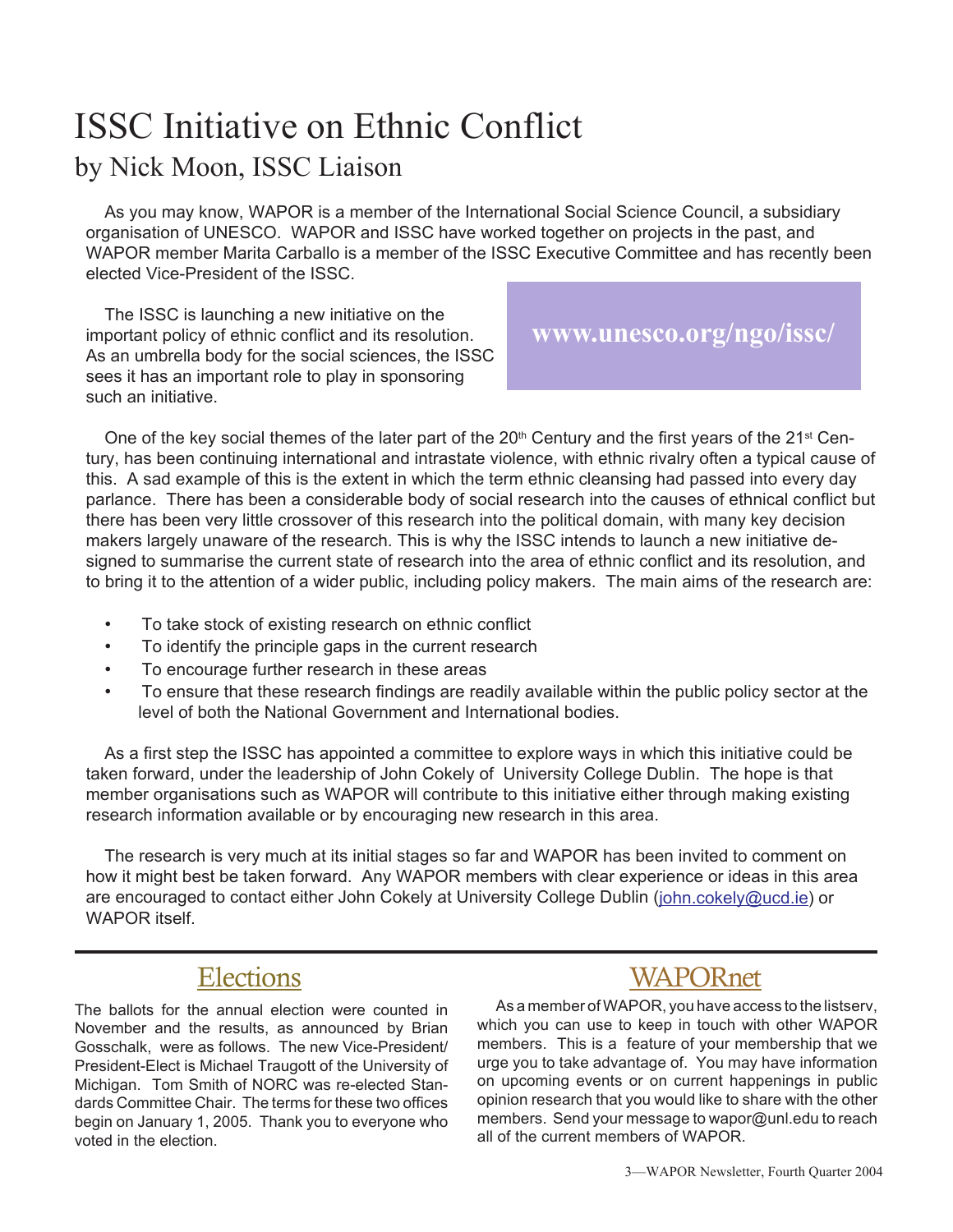# ISSC Initiative on Ethnic Conflict

## by Nick Moon, ISSC Liaison

As you may know, WAPOR is a member of the International Social Science Council, a subsidiary organisation of UNESCO. WAPOR and ISSC have worked together on projects in the past, and WAPOR member Marita Carballo is a member of the ISSC Executive Committee and has recently been elected Vice-President of the ISSC.

The ISSC is launching a new initiative on the important policy of ethnic conflict and its resolution. As an umbrella body for the social sciences, the ISSC sees it has an important role to play in sponsoring such an initiative.

**www.unesco.org/ngo/issc/**

One of the key social themes of the later part of the 20th Century and the first years of the 21st Century, has been continuing international and intrastate violence, with ethnic rivalry often a typical cause of this. A sad example of this is the extent in which the term ethnic cleansing had passed into every day parlance. There has been a considerable body of social research into the causes of ethnical conflict but there has been very little crossover of this research into the political domain, with many key decision makers largely unaware of the research. This is why the ISSC intends to launch a new initiative designed to summarise the current state of research into the area of ethnic conflict and its resolution, and to bring it to the attention of a wider public, including policy makers. The main aims of the research are:

- To take stock of existing research on ethnic conflict
- To identify the principle gaps in the current research
- To encourage further research in these areas
- To ensure that these research findings are readily available within the public policy sector at the level of both the National Government and International bodies.

As a first step the ISSC has appointed a committee to explore ways in which this initiative could be taken forward, under the leadership of John Cokely of University College Dublin. The hope is that member organisations such as WAPOR will contribute to this initiative either through making existing research information available or by encouraging new research in this area.

The research is very much at its initial stages so far and WAPOR has been invited to comment on how it might best be taken forward. Any WAPOR members with clear experience or ideas in this area are encouraged to contact either John Cokely at University College Dublin (john.cokely@ucd.ie) or WAPOR itself.

## Elections

The ballots for the annual election were counted in November and the results, as announced by Brian Gosschalk, were as follows. The new Vice-President/President-Elect is Michael Traugott of the University of Michigan. Tom Smith of NORC was re-elected Standards Committee Chair. The terms for these two offices begin on January 1, 2005. Thank you to everyone who voted in the election.

## WAPORnet

As a member of WAPOR, you have access to the listserv, which you can use to keep in touch with other WAPOR members. This is a feature of your membership that we urge you to take advantage of. You may have information on upcoming events or on current happenings in public opinion research that you would like to share with the other members. Send your message to wapor@unl.edu to reach all of the current members of WAPOR.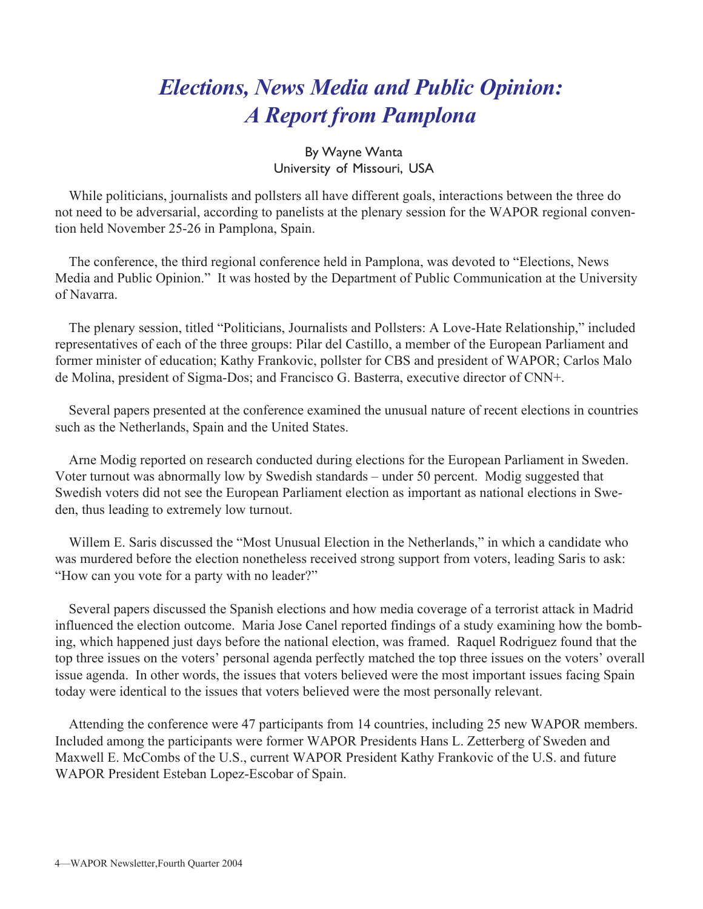# *Elections, News Media and Public Opinion: A Report from Pamplona*

By Wayne Wanta
University of Missouri, USA

While politicians, journalists and pollsters all have different goals, interactions between the three do not need to be adversarial, according to panelists at the plenary session for the WAPOR regional convention held November 25-26 in Pamplona, Spain.

The conference, the third regional conference held in Pamplona, was devoted to "Elections, News Media and Public Opinion." It was hosted by the Department of Public Communication at the University of Navarra.

The plenary session, titled "Politicians, Journalists and Pollsters: A Love-Hate Relationship," included representatives of each of the three groups: Pilar del Castillo, a member of the European Parliament and former minister of education; Kathy Frankovic, pollster for CBS and president of WAPOR; Carlos Malo de Molina, president of Sigma-Dos; and Francisco G. Basterra, executive director of CNN+.

Several papers presented at the conference examined the unusual nature of recent elections in countries such as the Netherlands, Spain and the United States.

Arne Modig reported on research conducted during elections for the European Parliament in Sweden. Voter turnout was abnormally low by Swedish standards – under 50 percent. Modig suggested that Swedish voters did not see the European Parliament election as important as national elections in Sweden, thus leading to extremely low turnout.

Willem E. Saris discussed the "Most Unusual Election in the Netherlands," in which a candidate who was murdered before the election nonetheless received strong support from voters, leading Saris to ask: "How can you vote for a party with no leader?"

Several papers discussed the Spanish elections and how media coverage of a terrorist attack in Madrid influenced the election outcome. Maria Jose Canel reported findings of a study examining how the bombing, which happened just days before the national election, was framed. Raquel Rodriguez found that the top three issues on the voters' personal agenda perfectly matched the top three issues on the voters' overall issue agenda. In other words, the issues that voters believed were the most important issues facing Spain today were identical to the issues that voters believed were the most personally relevant.

Attending the conference were 47 participants from 14 countries, including 25 new WAPOR members. Included among the participants were former WAPOR Presidents Hans L. Zetterberg of Sweden and Maxwell E. McCombs of the U.S., current WAPOR President Kathy Frankovic of the U.S. and future WAPOR President Esteban Lopez-Escobar of Spain.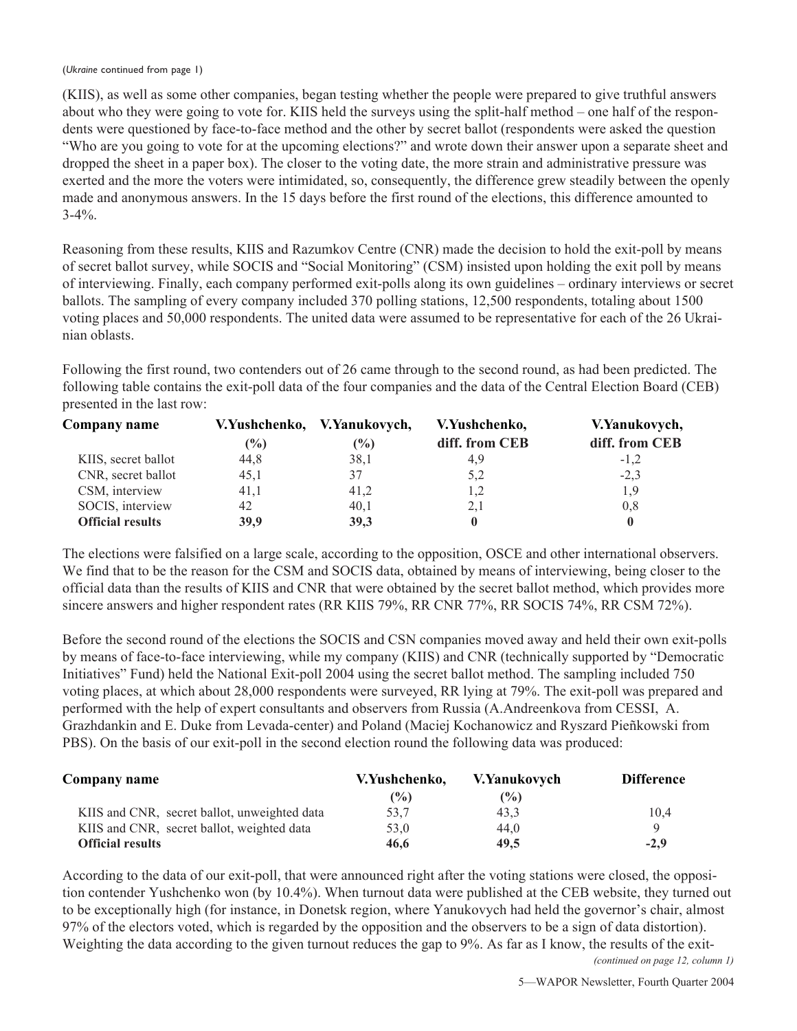(*Ukraine* continued from page 1)

(KIIS), as well as some other companies, began testing whether the people were prepared to give truthful answers about who they were going to vote for. KIIS held the surveys using the split-half method – one half of the respondents were questioned by face-to-face method and the other by secret ballot (respondents were asked the question "Who are you going to vote for at the upcoming elections?" and wrote down their answer upon a separate sheet and dropped the sheet in a paper box). The closer to the voting date, the more strain and administrative pressure was exerted and the more the voters were intimidated, so, consequently, the difference grew steadily between the openly made and anonymous answers. In the 15 days before the first round of the elections, this difference amounted to 3-4%.

Reasoning from these results, KIIS and Razumkov Centre (CNR) made the decision to hold the exit-poll by means of secret ballot survey, while SOCIS and "Social Monitoring" (CSM) insisted upon holding the exit poll by means of interviewing. Finally, each company performed exit-polls along its own guidelines – ordinary interviews or secret ballots. The sampling of every company included 370 polling stations, 12,500 respondents, totaling about 1500 voting places and 50,000 respondents. The united data were assumed to be representative for each of the 26 Ukrainian oblasts.

Following the first round, two contenders out of 26 came through to the second round, as had been predicted. The following table contains the exit-poll data of the four companies and the data of the Central Election Board (CEB) presented in the last row:

| Company name | V.Yushchenko, (%) | V.Yanukovych, (%) | V.Yushchenko, diff. from CEB | V.Yanukovych, diff. from CEB |
|---|---|---|---|---|
| KIIS, secret ballot | 44,8 | 38,1 | 4,9 | -1,2 |
| CNR, secret ballot | 45,1 | 37 | 5,2 | -2,3 |
| CSM, interview | 41,1 | 41,2 | 1,2 | 1,9 |
| SOCIS, interview | 42 | 40,1 | 2,1 | 0,8 |
| **Official results** | **39,9** | **39,3** | **0** | **0** |

The elections were falsified on a large scale, according to the opposition, OSCE and other international observers. We find that to be the reason for the CSM and SOCIS data, obtained by means of interviewing, being closer to the official data than the results of KIIS and CNR that were obtained by the secret ballot method, which provides more sincere answers and higher respondent rates (RR KIIS 79%, RR CNR 77%, RR SOCIS 74%, RR CSM 72%).

Before the second round of the elections the SOCIS and CSN companies moved away and held their own exit-polls by means of face-to-face interviewing, while my company (KIIS) and CNR (technically supported by "Democratic Initiatives" Fund) held the National Exit-poll 2004 using the secret ballot method. The sampling included 750 voting places, at which about 28,000 respondents were surveyed, RR lying at 79%. The exit-poll was prepared and performed with the help of expert consultants and observers from Russia (A.Andreenkova from CESSI, A. Grazhdankin and E. Duke from Levada-center) and Poland (Maciej Kochanowicz and Ryszard Pieñkowski from PBS). On the basis of our exit-poll in the second election round the following data was produced:

| Company name | V.Yushchenko, (%) | V.Yanukovych (%) | Difference |
|---|---|---|---|
| KIIS and CNR, secret ballot, unweighted data | 53,7 | 43,3 | 10,4 |
| KIIS and CNR, secret ballot, weighted data | 53,0 | 44,0 | 9 |
| **Official results** | **46,6** | **49,5** | **-2,9** |

According to the data of our exit-poll, that were announced right after the voting stations were closed, the opposition contender Yushchenko won (by 10.4%). When turnout data were published at the CEB website, they turned out to be exceptionally high (for instance, in Donetsk region, where Yanukovych had held the governor's chair, almost 97% of the electors voted, which is regarded by the opposition and the observers to be a sign of data distortion). Weighting the data according to the given turnout reduces the gap to 9%. As far as I know, the results of the exit-

*(continued on page 12, column 1)*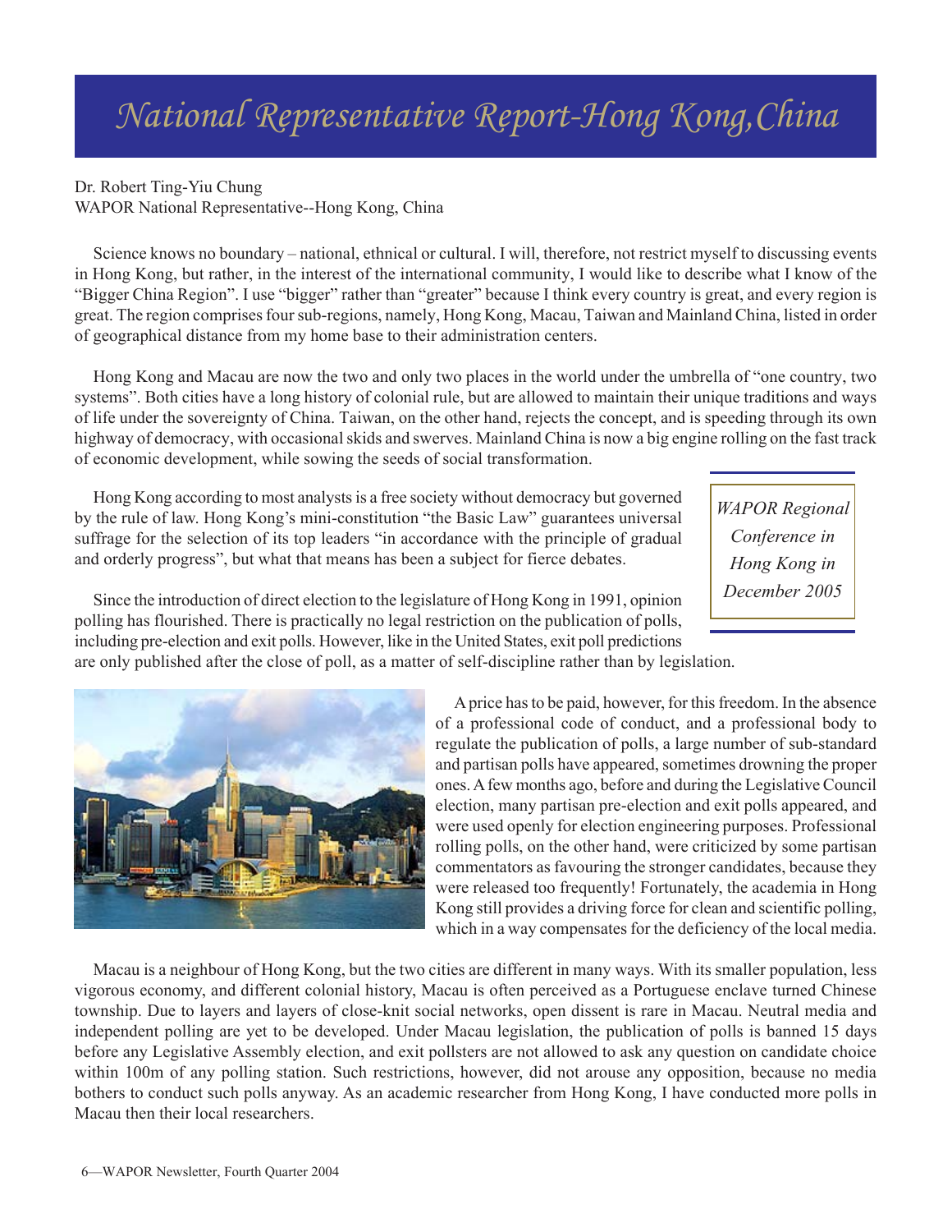# National Representative Report-Hong Kong, China

Dr. Robert Ting-Yiu Chung
WAPOR National Representative--Hong Kong, China

Science knows no boundary – national, ethnical or cultural. I will, therefore, not restrict myself to discussing events in Hong Kong, but rather, in the interest of the international community, I would like to describe what I know of the "Bigger China Region". I use "bigger" rather than "greater" because I think every country is great, and every region is great. The region comprises four sub-regions, namely, Hong Kong, Macau, Taiwan and Mainland China, listed in order of geographical distance from my home base to their administration centers.

Hong Kong and Macau are now the two and only two places in the world under the umbrella of "one country, two systems". Both cities have a long history of colonial rule, but are allowed to maintain their unique traditions and ways of life under the sovereignty of China. Taiwan, on the other hand, rejects the concept, and is speeding through its own highway of democracy, with occasional skids and swerves. Mainland China is now a big engine rolling on the fast track of economic development, while sowing the seeds of social transformation.

*WAPOR Regional Conference in Hong Kong in December 2005*

Hong Kong according to most analysts is a free society without democracy but governed by the rule of law. Hong Kong's mini-constitution "the Basic Law" guarantees universal suffrage for the selection of its top leaders "in accordance with the principle of gradual and orderly progress", but what that means has been a subject for fierce debates.

Since the introduction of direct election to the legislature of Hong Kong in 1991, opinion polling has flourished. There is practically no legal restriction on the publication of polls, including pre-election and exit polls. However, like in the United States, exit poll predictions are only published after the close of poll, as a matter of self-discipline rather than by legislation.

A price has to be paid, however, for this freedom. In the absence of a professional code of conduct, and a professional body to regulate the publication of polls, a large number of sub-standard and partisan polls have appeared, sometimes drowning the proper ones. A few months ago, before and during the Legislative Council election, many partisan pre-election and exit polls appeared, and were used openly for election engineering purposes. Professional rolling polls, on the other hand, were criticized by some partisan commentators as favouring the stronger candidates, because they were released too frequently! Fortunately, the academia in Hong Kong still provides a driving force for clean and scientific polling, which in a way compensates for the deficiency of the local media.

Macau is a neighbour of Hong Kong, but the two cities are different in many ways. With its smaller population, less vigorous economy, and different colonial history, Macau is often perceived as a Portuguese enclave turned Chinese township. Due to layers and layers of close-knit social networks, open dissent is rare in Macau. Neutral media and independent polling are yet to be developed. Under Macau legislation, the publication of polls is banned 15 days before any Legislative Assembly election, and exit pollsters are not allowed to ask any question on candidate choice within 100m of any polling station. Such restrictions, however, did not arouse any opposition, because no media bothers to conduct such polls anyway. As an academic researcher from Hong Kong, I have conducted more polls in Macau then their local researchers.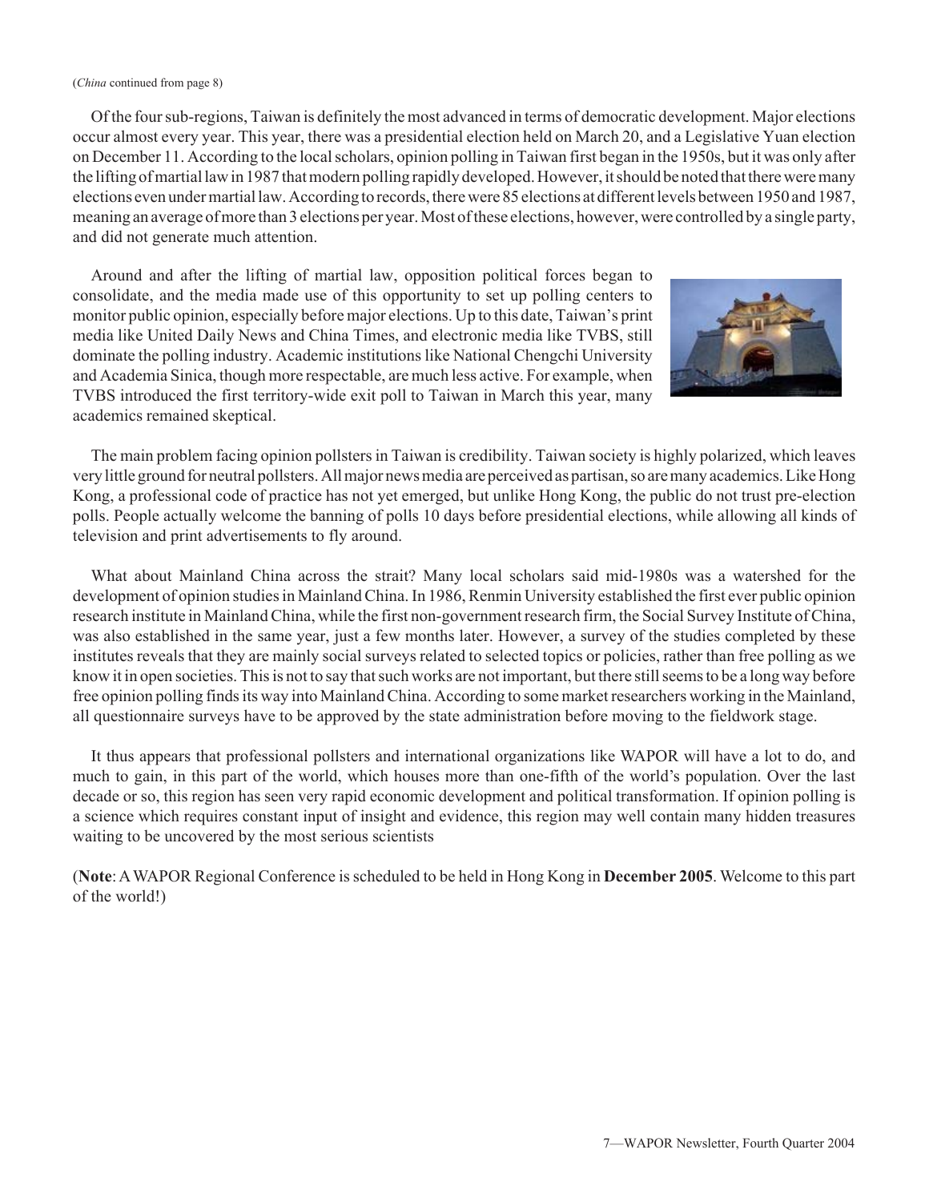(*China* continued from page 8)

Of the four sub-regions, Taiwan is definitely the most advanced in terms of democratic development. Major elections occur almost every year. This year, there was a presidential election held on March 20, and a Legislative Yuan election on December 11. According to the local scholars, opinion polling in Taiwan first began in the 1950s, but it was only after the lifting of martial law in 1987 that modern polling rapidly developed. However, it should be noted that there were many elections even under martial law. According to records, there were 85 elections at different levels between 1950 and 1987, meaning an average of more than 3 elections per year. Most of these elections, however, were controlled by a single party, and did not generate much attention.

Around and after the lifting of martial law, opposition political forces began to consolidate, and the media made use of this opportunity to set up polling centers to monitor public opinion, especially before major elections. Up to this date, Taiwan's print media like United Daily News and China Times, and electronic media like TVBS, still dominate the polling industry. Academic institutions like National Chengchi University and Academia Sinica, though more respectable, are much less active. For example, when TVBS introduced the first territory-wide exit poll to Taiwan in March this year, many academics remained skeptical.

The main problem facing opinion pollsters in Taiwan is credibility. Taiwan society is highly polarized, which leaves very little ground for neutral pollsters. All major news media are perceived as partisan, so are many academics. Like Hong Kong, a professional code of practice has not yet emerged, but unlike Hong Kong, the public do not trust pre-election polls. People actually welcome the banning of polls 10 days before presidential elections, while allowing all kinds of television and print advertisements to fly around.

What about Mainland China across the strait? Many local scholars said mid-1980s was a watershed for the development of opinion studies in Mainland China. In 1986, Renmin University established the first ever public opinion research institute in Mainland China, while the first non-government research firm, the Social Survey Institute of China, was also established in the same year, just a few months later. However, a survey of the studies completed by these institutes reveals that they are mainly social surveys related to selected topics or policies, rather than free polling as we know it in open societies. This is not to say that such works are not important, but there still seems to be a long way before free opinion polling finds its way into Mainland China. According to some market researchers working in the Mainland, all questionnaire surveys have to be approved by the state administration before moving to the fieldwork stage.

It thus appears that professional pollsters and international organizations like WAPOR will have a lot to do, and much to gain, in this part of the world, which houses more than one-fifth of the world's population. Over the last decade or so, this region has seen very rapid economic development and political transformation. If opinion polling is a science which requires constant input of insight and evidence, this region may well contain many hidden treasures waiting to be uncovered by the most serious scientists

(**Note**: A WAPOR Regional Conference is scheduled to be held in Hong Kong in **December 2005**. Welcome to this part of the world!)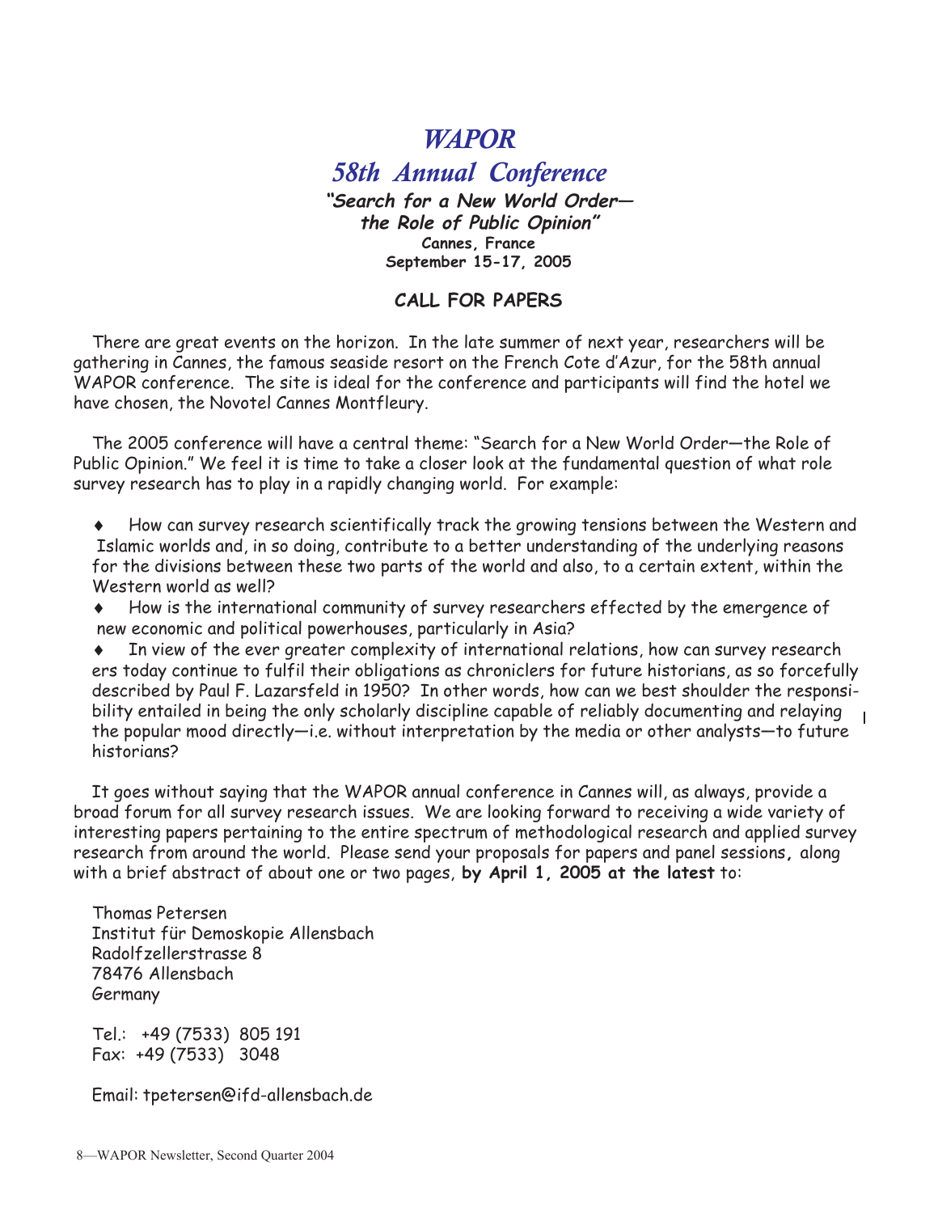# WAPOR

## 58th Annual Conference

**"Search for a New World Order—the Role of Public Opinion"**

**Cannes, France**

**September 15-17, 2005**

### CALL FOR PAPERS

There are great events on the horizon. In the late summer of next year, researchers will be gathering in Cannes, the famous seaside resort on the French Cote d'Azur, for the 58th annual WAPOR conference. The site is ideal for the conference and participants will find the hotel we have chosen, the Novotel Cannes Montfleury.

The 2005 conference will have a central theme: "Search for a New World Order—the Role of Public Opinion." We feel it is time to take a closer look at the fundamental question of what role survey research has to play in a rapidly changing world. For example:

- How can survey research scientifically track the growing tensions between the Western and Islamic worlds and, in so doing, contribute to a better understanding of the underlying reasons for the divisions between these two parts of the world and also, to a certain extent, within the Western world as well?
- How is the international community of survey researchers effected by the emergence of new economic and political powerhouses, particularly in Asia?
- In view of the ever greater complexity of international relations, how can survey researchers today continue to fulfil their obligations as chroniclers for future historians, as so forcefully described by Paul F. Lazarsfeld in 1950? In other words, how can we best shoulder the responsibility entailed in being the only scholarly discipline capable of reliably documenting and relaying the popular mood directly—i.e. without interpretation by the media or other analysts—to future historians?

It goes without saying that the WAPOR annual conference in Cannes will, as always, provide a broad forum for all survey research issues. We are looking forward to receiving a wide variety of interesting papers pertaining to the entire spectrum of methodological research and applied survey research from around the world. Please send your proposals for papers and panel sessions**,** along with a brief abstract of about one or two pages, **by April 1, 2005 at the latest** to:

Thomas Petersen
Institut für Demoskopie Allensbach
Radolfzellerstrasse 8
78476 Allensbach
Germany

Tel.: +49 (7533) 805 191
Fax: +49 (7533) 3048

Email: tpetersen@ifd-allensbach.de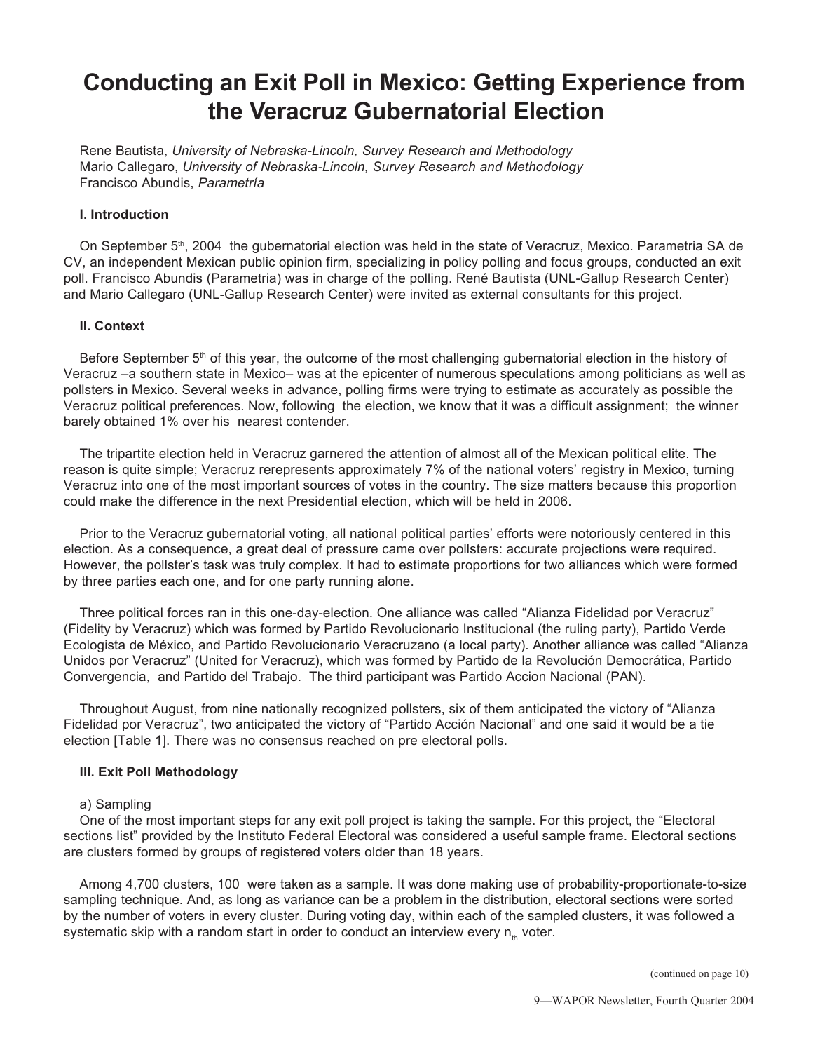# Conducting an Exit Poll in Mexico: Getting Experience from the Veracruz Gubernatorial Election

Rene Bautista, *University of Nebraska-Lincoln, Survey Research and Methodology*
Mario Callegaro, *University of Nebraska-Lincoln, Survey Research and Methodology*
Francisco Abundis, *Parametría*

## I. Introduction

On September 5th, 2004 the gubernatorial election was held in the state of Veracruz, Mexico. Parametria SA de CV, an independent Mexican public opinion firm, specializing in policy polling and focus groups, conducted an exit poll. Francisco Abundis (Parametria) was in charge of the polling. René Bautista (UNL-Gallup Research Center) and Mario Callegaro (UNL-Gallup Research Center) were invited as external consultants for this project.

## II. Context

Before September 5th of this year, the outcome of the most challenging gubernatorial election in the history of Veracruz –a southern state in Mexico– was at the epicenter of numerous speculations among politicians as well as pollsters in Mexico. Several weeks in advance, polling firms were trying to estimate as accurately as possible the Veracruz political preferences. Now, following the election, we know that it was a difficult assignment; the winner barely obtained 1% over his nearest contender.

The tripartite election held in Veracruz garnered the attention of almost all of the Mexican political elite. The reason is quite simple; Veracruz rerepresents approximately 7% of the national voters' registry in Mexico, turning Veracruz into one of the most important sources of votes in the country. The size matters because this proportion could make the difference in the next Presidential election, which will be held in 2006.

Prior to the Veracruz gubernatorial voting, all national political parties' efforts were notoriously centered in this election. As a consequence, a great deal of pressure came over pollsters: accurate projections were required. However, the pollster's task was truly complex. It had to estimate proportions for two alliances which were formed by three parties each one, and for one party running alone.

Three political forces ran in this one-day-election. One alliance was called "Alianza Fidelidad por Veracruz" (Fidelity by Veracruz) which was formed by Partido Revolucionario Institucional (the ruling party), Partido Verde Ecologista de México, and Partido Revolucionario Veracruzano (a local party). Another alliance was called "Alianza Unidos por Veracruz" (United for Veracruz), which was formed by Partido de la Revolución Democrática, Partido Convergencia, and Partido del Trabajo. The third participant was Partido Accion Nacional (PAN).

Throughout August, from nine nationally recognized pollsters, six of them anticipated the victory of "Alianza Fidelidad por Veracruz", two anticipated the victory of "Partido Acción Nacional" and one said it would be a tie election [Table 1]. There was no consensus reached on pre electoral polls.

## III. Exit Poll Methodology

a) Sampling

One of the most important steps for any exit poll project is taking the sample. For this project, the "Electoral sections list" provided by the Instituto Federal Electoral was considered a useful sample frame. Electoral sections are clusters formed by groups of registered voters older than 18 years.

Among 4,700 clusters, 100 were taken as a sample. It was done making use of probability-proportionate-to-size sampling technique. And, as long as variance can be a problem in the distribution, electoral sections were sorted by the number of voters in every cluster. During voting day, within each of the sampled clusters, it was followed a systematic skip with a random start in order to conduct an interview every $n_{th}$ voter.

(continued on page 10)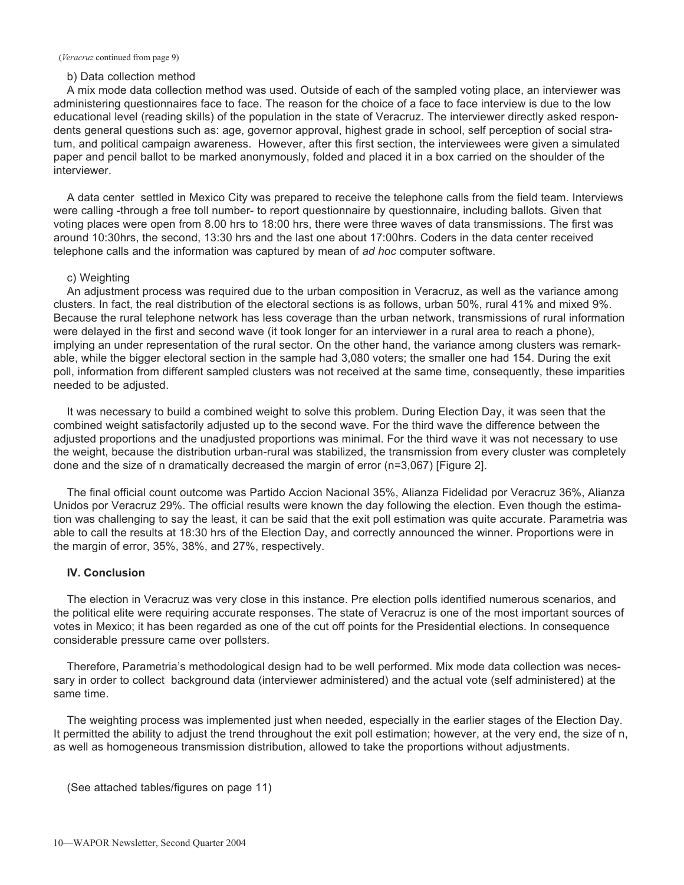(*Veracruz* continued from page 9)

b) Data collection method

A mix mode data collection method was used. Outside of each of the sampled voting place, an interviewer was administering questionnaires face to face. The reason for the choice of a face to face interview is due to the low educational level (reading skills) of the population in the state of Veracruz. The interviewer directly asked respondents general questions such as: age, governor approval, highest grade in school, self perception of social stratum, and political campaign awareness. However, after this first section, the interviewees were given a simulated paper and pencil ballot to be marked anonymously, folded and placed it in a box carried on the shoulder of the interviewer.

A data center settled in Mexico City was prepared to receive the telephone calls from the field team. Interviews were calling -through a free toll number- to report questionnaire by questionnaire, including ballots. Given that voting places were open from 8.00 hrs to 18:00 hrs, there were three waves of data transmissions. The first was around 10:30hrs, the second, 13:30 hrs and the last one about 17:00hrs. Coders in the data center received telephone calls and the information was captured by mean of *ad hoc* computer software.

c) Weighting

An adjustment process was required due to the urban composition in Veracruz, as well as the variance among clusters. In fact, the real distribution of the electoral sections is as follows, urban 50%, rural 41% and mixed 9%. Because the rural telephone network has less coverage than the urban network, transmissions of rural information were delayed in the first and second wave (it took longer for an interviewer in a rural area to reach a phone), implying an under representation of the rural sector. On the other hand, the variance among clusters was remarkable, while the bigger electoral section in the sample had 3,080 voters; the smaller one had 154. During the exit poll, information from different sampled clusters was not received at the same time, consequently, these imparities needed to be adjusted.

It was necessary to build a combined weight to solve this problem. During Election Day, it was seen that the combined weight satisfactorily adjusted up to the second wave. For the third wave the difference between the adjusted proportions and the unadjusted proportions was minimal. For the third wave it was not necessary to use the weight, because the distribution urban-rural was stabilized, the transmission from every cluster was completely done and the size of n dramatically decreased the margin of error (n=3,067) [Figure 2].

The final official count outcome was Partido Accion Nacional 35%, Alianza Fidelidad por Veracruz 36%, Alianza Unidos por Veracruz 29%. The official results were known the day following the election. Even though the estimation was challenging to say the least, it can be said that the exit poll estimation was quite accurate. Parametria was able to call the results at 18:30 hrs of the Election Day, and correctly announced the winner. Proportions were in the margin of error, 35%, 38%, and 27%, respectively.

## IV. Conclusion

The election in Veracruz was very close in this instance. Pre election polls identified numerous scenarios, and the political elite were requiring accurate responses. The state of Veracruz is one of the most important sources of votes in Mexico; it has been regarded as one of the cut off points for the Presidential elections. In consequence considerable pressure came over pollsters.

Therefore, Parametria's methodological design had to be well performed. Mix mode data collection was necessary in order to collect background data (interviewer administered) and the actual vote (self administered) at the same time.

The weighting process was implemented just when needed, especially in the earlier stages of the Election Day. It permitted the ability to adjust the trend throughout the exit poll estimation; however, at the very end, the size of n, as well as homogeneous transmission distribution, allowed to take the proportions without adjustments.

(See attached tables/figures on page 11)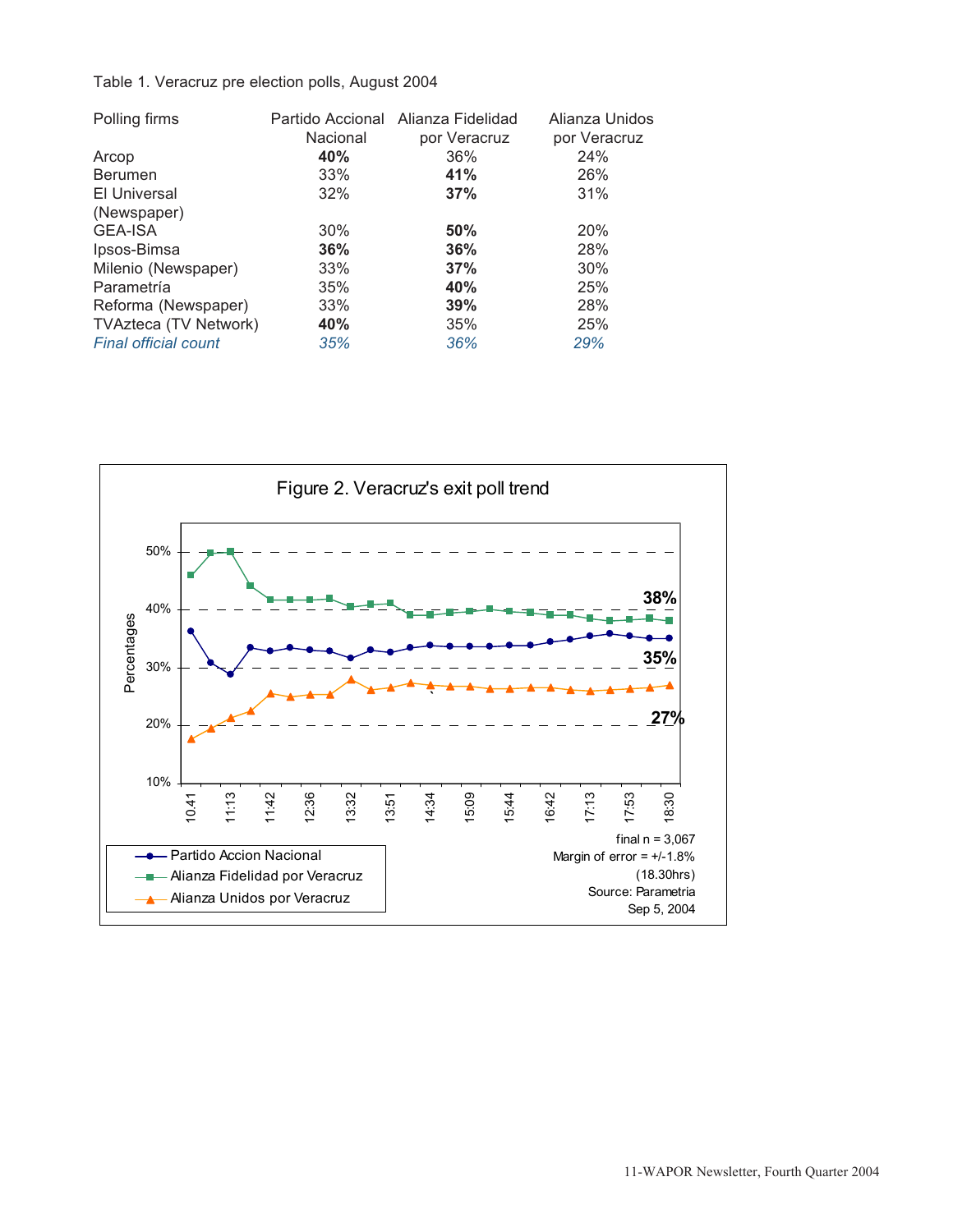Table 1. Veracruz pre election polls, August 2004

| Polling firms | Partido Accional Nacional | Alianza Fidelidad por Veracruz | Alianza Unidos por Veracruz |
|---|---|---|---|
| Arcop | **40%** | 36% | 24% |
| Berumen | 33% | **41%** | 26% |
| El Universal (Newspaper) | 32% | **37%** | 31% |
| GEA-ISA | 30% | **50%** | 20% |
| Ipsos-Bimsa | **36%** | **36%** | 28% |
| Milenio (Newspaper) | 33% | **37%** | 30% |
| Parametría | 35% | **40%** | 25% |
| Reforma (Newspaper) | 33% | **39%** | 28% |
| TVAzteca (TV Network) | **40%** | 35% | 25% |
| *Final official count* | *35%* | *36%* | *29%* |

Figure 2. Veracruz's exit poll trend

final n = 3,067
Margin of error = +/-1.8%
(18.30hrs)
Source: Parametria
Sep 5, 2004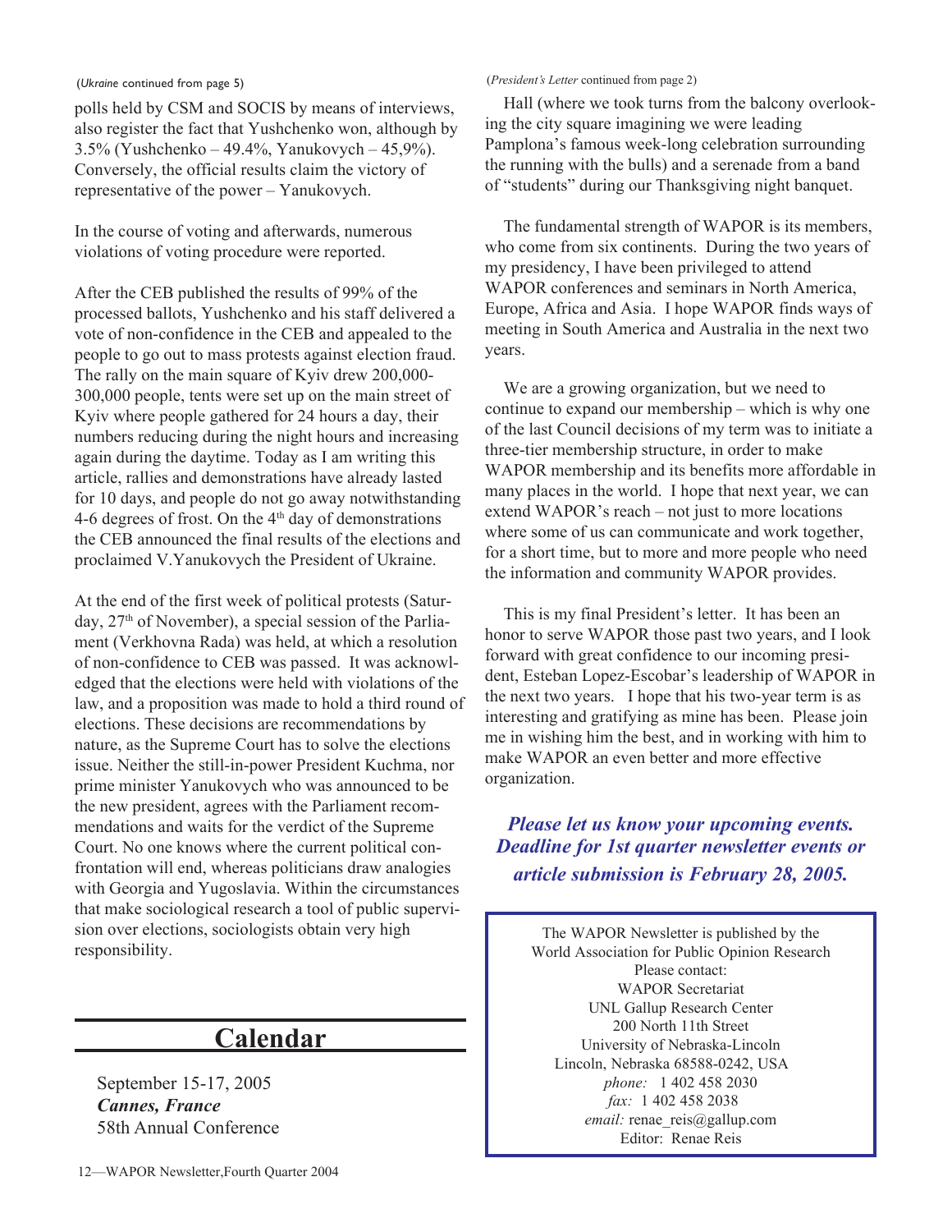(*Ukraine* continued from page 5)

polls held by CSM and SOCIS by means of interviews, also register the fact that Yushchenko won, although by 3.5% (Yushchenko – 49.4%, Yanukovych – 45,9%). Conversely, the official results claim the victory of representative of the power – Yanukovych.

In the course of voting and afterwards, numerous violations of voting procedure were reported.

After the CEB published the results of 99% of the processed ballots, Yushchenko and his staff delivered a vote of non-confidence in the CEB and appealed to the people to go out to mass protests against election fraud. The rally on the main square of Kyiv drew 200,000-300,000 people, tents were set up on the main street of Kyiv where people gathered for 24 hours a day, their numbers reducing during the night hours and increasing again during the daytime. Today as I am writing this article, rallies and demonstrations have already lasted for 10 days, and people do not go away notwithstanding 4-6 degrees of frost. On the 4th day of demonstrations the CEB announced the final results of the elections and proclaimed V.Yanukovych the President of Ukraine.

At the end of the first week of political protests (Saturday, 27th of November), a special session of the Parliament (Verkhovna Rada) was held, at which a resolution of non-confidence to CEB was passed. It was acknowledged that the elections were held with violations of the law, and a proposition was made to hold a third round of elections. These decisions are recommendations by nature, as the Supreme Court has to solve the elections issue. Neither the still-in-power President Kuchma, nor prime minister Yanukovych who was announced to be the new president, agrees with the Parliament recommendations and waits for the verdict of the Supreme Court. No one knows where the current political confrontation will end, whereas politicians draw analogies with Georgia and Yugoslavia. Within the circumstances that make sociological research a tool of public supervision over elections, sociologists obtain very high responsibility.

## Calendar

September 15-17, 2005
***Cannes, France***
58th Annual Conference

(*President's Letter* continued from page 2)

Hall (where we took turns from the balcony overlooking the city square imagining we were leading Pamplona's famous week-long celebration surrounding the running with the bulls) and a serenade from a band of "students" during our Thanksgiving night banquet.

The fundamental strength of WAPOR is its members, who come from six continents. During the two years of my presidency, I have been privileged to attend WAPOR conferences and seminars in North America, Europe, Africa and Asia. I hope WAPOR finds ways of meeting in South America and Australia in the next two years.

We are a growing organization, but we need to continue to expand our membership – which is why one of the last Council decisions of my term was to initiate a three-tier membership structure, in order to make WAPOR membership and its benefits more affordable in many places in the world. I hope that next year, we can extend WAPOR's reach – not just to more locations where some of us can communicate and work together, for a short time, but to more and more people who need the information and community WAPOR provides.

This is my final President's letter. It has been an honor to serve WAPOR those past two years, and I look forward with great confidence to our incoming president, Esteban Lopez-Escobar's leadership of WAPOR in the next two years. I hope that his two-year term is as interesting and gratifying as mine has been. Please join me in wishing him the best, and in working with him to make WAPOR an even better and more effective organization.

***Please let us know your upcoming events. Deadline for 1st quarter newsletter events or article submission is February 28, 2005.***

The WAPOR Newsletter is published by the
World Association for Public Opinion Research
Please contact:
WAPOR Secretariat
UNL Gallup Research Center
200 North 11th Street
University of Nebraska-Lincoln
Lincoln, Nebraska 68588-0242, USA
*phone:* 1 402 458 2030
*fax:* 1 402 458 2038
*email:* renae_reis@gallup.com
Editor: Renae Reis